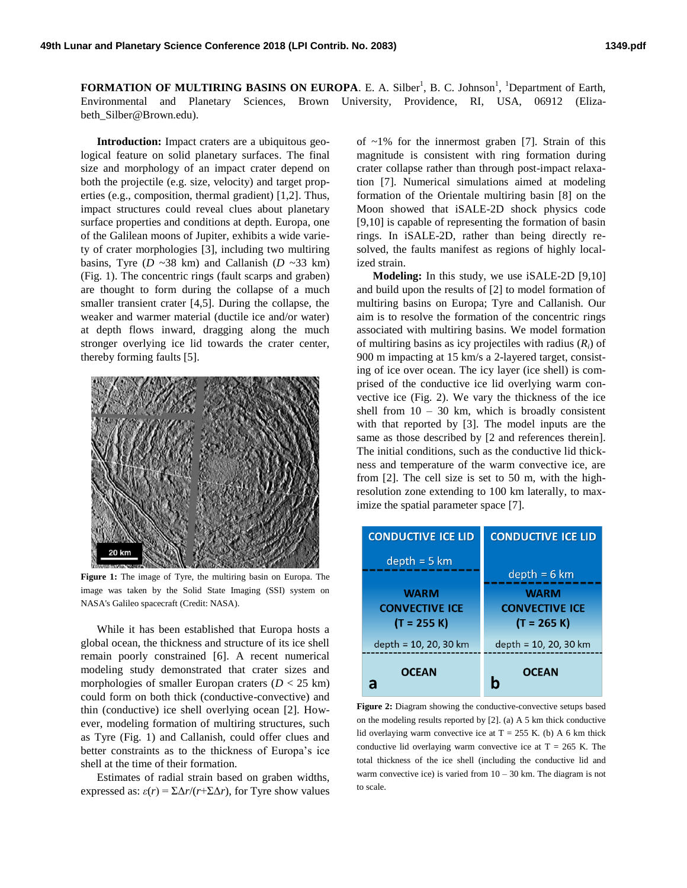**FORMATION OF MULTIRING BASINS ON EUROPA**. E. A. Silber[1], B. C. Johnson[1], [1]Department of Earth, Environmental and Planetary Sciences, Brown University, Providence, RI, USA, 06912 (Elizabeth_Silber@Brown.edu).

**Introduction:** Impact craters are a ubiquitous geological feature on solid planetary surfaces. The final size and morphology of an impact crater depend on both the projectile (e.g., size, velocity) and target properties (e.g., composition, thermal gradient) [1,2]. Thus, impact structures could reveal clues about planetary surface properties and conditions at depth. Europa, one of the Galilean moons of Jupiter, exhibits a wide variety of crater morphologies [3], including two multiring basins, Tyre ($D$ ~38 km) and Callanish ($D$ ~33 km) (Fig. 1). The concentric rings (fault scarps and graben) are thought to form during the collapse of a much smaller transient crater [4,5]. During the collapse, the weaker and warmer material (ductile ice and/or water) at depth flows inward, dragging along the much stronger overlying ice lid towards the crater center, thereby forming faults [5].

**Figure 1:** The image of Tyre, the multiring basin on Europa. The image was taken by the Solid State Imaging (SSI) system on NASA's Galileo spacecraft (Credit: NASA).

While it has been established that Europa hosts a global ocean, the thickness and structure of its ice shell remain poorly constrained [6]. A recent numerical modeling study demonstrated that crater sizes and morphologies of smaller Europan craters ($D$ < 25 km) could form on both thick (conductive-convective) and thin (conductive) ice shell overlying ocean [2]. However, modeling formation of multiring structures, such as Tyre (Fig. 1) and Callanish, could offer clues and better constraints as to the thickness of Europa's ice shell at the time of their formation.

Estimates of radial strain based on graben widths, expressed as: $\varepsilon(r) = \Sigma\Delta r/(r+\Sigma\Delta r)$, for Tyre show values of ~1% for the innermost graben [7]. Strain of this magnitude is consistent with ring formation during crater collapse rather than through post-impact relaxation [7]. Numerical simulations aimed at modeling formation of the Orientale multiring basin [8] on the Moon showed that iSALE-2D shock physics code [9,10] is capable of representing the formation of basin rings. In iSALE-2D, rather than being directly resolved, the faults manifest as regions of highly localized strain.

**Modeling:** In this study, we use iSALE-2D [9,10] and build upon the results of [2] to model formation of multiring basins on Europa; Tyre and Callanish. Our aim is to resolve the formation of the concentric rings associated with multiring basins. We model formation of multiring basins as icy projectiles with radius ($R_i$) of 900 m impacting at 15 km/s a 2-layered target, consisting of ice over ocean. The icy layer (ice shell) is comprised of the conductive ice lid overlying warm convective ice (Fig. 2). We vary the thickness of the ice shell from 10 – 30 km, which is broadly consistent with that reported by [3]. The model inputs are the same as those described by [2 and references therein]. The initial conditions, such as the conductive lid thickness and temperature of the warm convective ice, are from [2]. The cell size is set to 50 m, with the high-resolution zone extending to 100 km laterally, to maximize the spatial parameter space [7].

**Figure 2:** Diagram showing the conductive-convective setups based on the modeling results reported by [2]. (a) A 5 km thick conductive lid overlaying warm convective ice at T = 255 K. (b) A 6 km thick conductive lid overlaying warm convective ice at T = 265 K. The total thickness of the ice shell (including the conductive lid and warm convective ice) is varied from 10 – 30 km. The diagram is not to scale.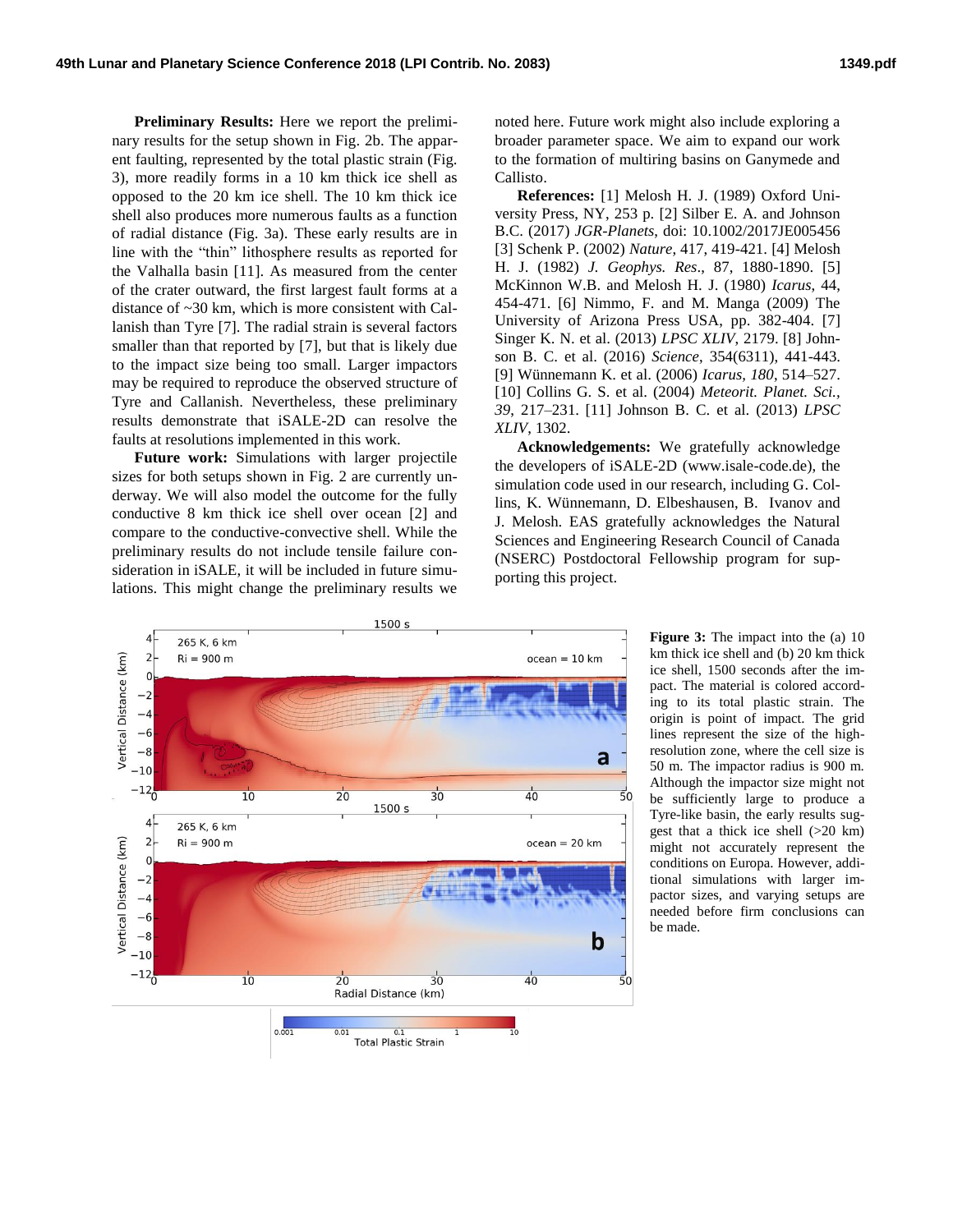**Preliminary Results:** Here we report the preliminary results for the setup shown in Fig. 2b. The apparent faulting, represented by the total plastic strain (Fig. 3), more readily forms in a 10 km thick ice shell as opposed to the 20 km ice shell. The 10 km thick ice shell also produces more numerous faults as a function of radial distance (Fig. 3a). These early results are in line with the "thin" lithosphere results as reported for the Valhalla basin [11]. As measured from the center of the crater outward, the first largest fault forms at a distance of ~30 km, which is more consistent with Callanish than Tyre [7]. The radial strain is several factors smaller than that reported by [7], but that is likely due to the impact size being too small. Larger impactors may be required to reproduce the observed structure of Tyre and Callanish. Nevertheless, these preliminary results demonstrate that iSALE-2D can resolve the faults at resolutions implemented in this work.

**Future work:** Simulations with larger projectile sizes for both setups shown in Fig. 2 are currently underway. We will also model the outcome for the fully conductive 8 km thick ice shell over ocean [2] and compare to the conductive-convective shell. While the preliminary results do not include tensile failure consideration in iSALE, it will be included in future simulations. This might change the preliminary results we noted here. Future work might also include exploring a broader parameter space. We aim to expand our work to the formation of multiring basins on Ganymede and Callisto.

**References:** [1] Melosh H. J. (1989) Oxford University Press, NY, 253 p. [2] Silber E. A. and Johnson B.C. (2017) *JGR-Planets*, doi: 10.1002/2017JE005456 [3] Schenk P. (2002) *Nature*, 417, 419-421. [4] Melosh H. J. (1982) *J. Geophys. Res*., 87, 1880-1890. [5] McKinnon W.B. and Melosh H. J. (1980) *Icarus*, 44, 454-471. [6] Nimmo, F. and M. Manga (2009) The University of Arizona Press USA, pp. 382-404. [7] Singer K. N. et al. (2013) *LPSC XLIV*, 2179. [8] Johnson B. C. et al. (2016) *Science*, 354(6311), 441-443. [9] Wünnemann K. et al. (2006) *Icarus*, *180*, 514–527. [10] Collins G. S. et al. (2004) *Meteorit. Planet. Sci.*, *39*, 217–231. [11] Johnson B. C. et al. (2013) *LPSC XLIV*, 1302.

**Acknowledgements:** We gratefully acknowledge the developers of iSALE-2D (www.isale-code.de), the simulation code used in our research, including G. Collins, K. Wünnemann, D. Elbeshausen, B. Ivanov and J. Melosh. EAS gratefully acknowledges the Natural Sciences and Engineering Research Council of Canada (NSERC) Postdoctoral Fellowship program for supporting this project.

1500 s
265 K, 6 km
Ri = 900 m
ocean = 10 km
a
Vertical Distance (km)
4 2 0 −2 −4 −6 −8 −10 −12
0 10 20 30 40 50

1500 s
265 K, 6 km
Ri = 900 m
ocean = 20 km
b
Vertical Distance (km)
4 2 0 −2 −4 −6 −8 −10 −12
0 10 20 30 40 50
Radial Distance (km)

0.001 0.01 0.1 1 10
Total Plastic Strain

**Figure 3:** The impact into the (a) 10 km thick ice shell and (b) 20 km thick ice shell, 1500 seconds after the impact. The material is colored according to its total plastic strain. The origin is point of impact. The grid lines represent the size of the high-resolution zone, where the cell size is 50 m. The impactor radius is 900 m. Although the impactor size might not be sufficiently large to produce a Tyre-like basin, the early results suggest that a thick ice shell (>20 km) might not accurately represent the conditions on Europa. However, additional simulations with larger impactor sizes, and varying setups are needed before firm conclusions can be made.